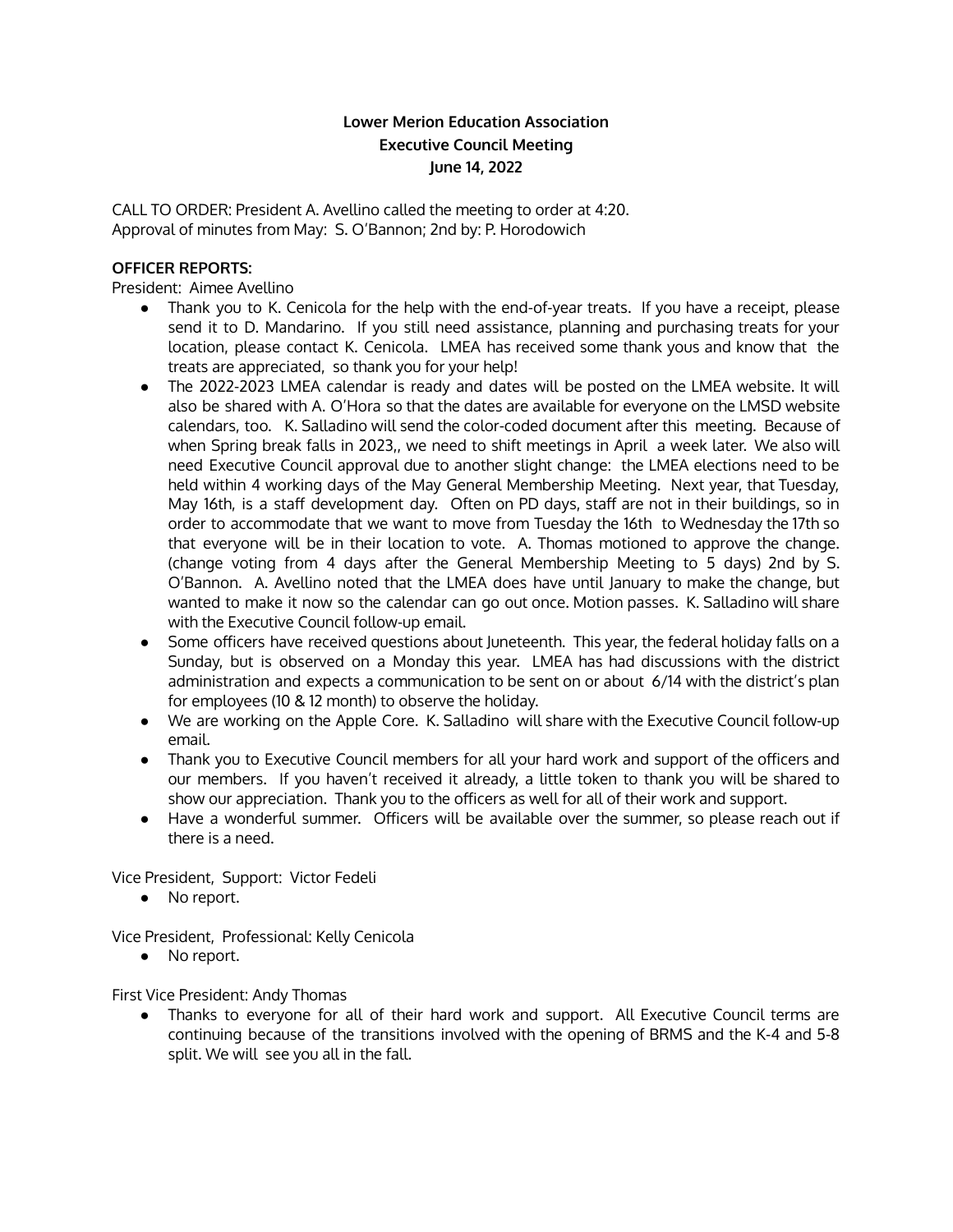**Lower Merion Education Association**
**Executive Council Meeting**
**June 14, 2022**

CALL TO ORDER: President A. Avellino called the meeting to order at 4:20.
Approval of minutes from May: S. O'Bannon; 2nd by: P. Horodowich

**OFFICER REPORTS:**

President: Aimee Avellino

- Thank you to K. Cenicola for the help with the end-of-year treats. If you have a receipt, please send it to D. Mandarino. If you still need assistance, planning and purchasing treats for your location, please contact K. Cenicola. LMEA has received some thank yous and know that the treats are appreciated, so thank you for your help!
- The 2022-2023 LMEA calendar is ready and dates will be posted on the LMEA website. It will also be shared with A. O'Hora so that the dates are available for everyone on the LMSD website calendars, too. K. Salladino will send the color-coded document after this meeting. Because of when Spring break falls in 2023,, we need to shift meetings in April a week later. We also will need Executive Council approval due to another slight change: the LMEA elections need to be held within 4 working days of the May General Membership Meeting. Next year, that Tuesday, May 16th, is a staff development day. Often on PD days, staff are not in their buildings, so in order to accommodate that we want to move from Tuesday the 16th to Wednesday the 17th so that everyone will be in their location to vote. A. Thomas motioned to approve the change. (change voting from 4 days after the General Membership Meeting to 5 days) 2nd by S. O'Bannon. A. Avellino noted that the LMEA does have until January to make the change, but wanted to make it now so the calendar can go out once. Motion passes. K. Salladino will share with the Executive Council follow-up email.
- Some officers have received questions about Juneteenth. This year, the federal holiday falls on a Sunday, but is observed on a Monday this year. LMEA has had discussions with the district administration and expects a communication to be sent on or about 6/14 with the district's plan for employees (10 & 12 month) to observe the holiday.
- We are working on the Apple Core. K. Salladino will share with the Executive Council follow-up email.
- Thank you to Executive Council members for all your hard work and support of the officers and our members. If you haven't received it already, a little token to thank you will be shared to show our appreciation. Thank you to the officers as well for all of their work and support.
- Have a wonderful summer. Officers will be available over the summer, so please reach out if there is a need.

Vice President, Support: Victor Fedeli

- No report.

Vice President, Professional: Kelly Cenicola

- No report.

First Vice President: Andy Thomas

- Thanks to everyone for all of their hard work and support. All Executive Council terms are continuing because of the transitions involved with the opening of BRMS and the K-4 and 5-8 split. We will see you all in the fall.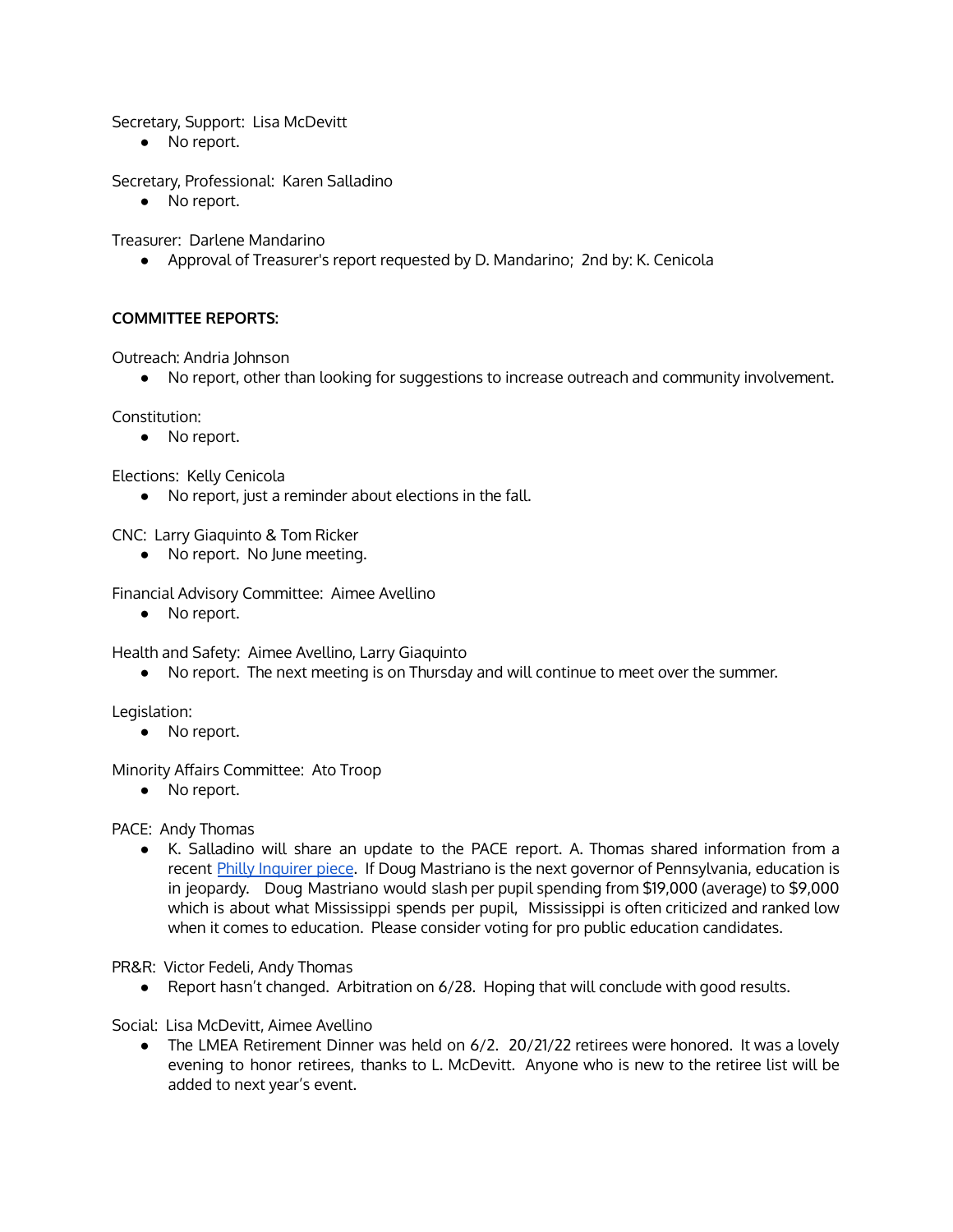Secretary, Support: Lisa McDevitt

- No report.

Secretary, Professional: Karen Salladino

- No report.

Treasurer: Darlene Mandarino

- Approval of Treasurer's report requested by D. Mandarino; 2nd by: K. Cenicola

**COMMITTEE REPORTS:**

Outreach: Andria Johnson

- No report, other than looking for suggestions to increase outreach and community involvement.

Constitution:

- No report.

Elections: Kelly Cenicola

- No report, just a reminder about elections in the fall.

CNC: Larry Giaquinto & Tom Ricker

- No report. No June meeting.

Financial Advisory Committee: Aimee Avellino

- No report.

Health and Safety: Aimee Avellino, Larry Giaquinto

- No report. The next meeting is on Thursday and will continue to meet over the summer.

Legislation:

- No report.

Minority Affairs Committee: Ato Troop

- No report.

PACE: Andy Thomas

- K. Salladino will share an update to the PACE report. A. Thomas shared information from a recent Philly Inquirer piece. If Doug Mastriano is the next governor of Pennsylvania, education is in jeopardy. Doug Mastriano would slash per pupil spending from $19,000 (average) to $9,000 which is about what Mississippi spends per pupil, Mississippi is often criticized and ranked low when it comes to education. Please consider voting for pro public education candidates.

PR&R: Victor Fedeli, Andy Thomas

- Report hasn't changed. Arbitration on 6/28. Hoping that will conclude with good results.

Social: Lisa McDevitt, Aimee Avellino

- The LMEA Retirement Dinner was held on 6/2. 20/21/22 retirees were honored. It was a lovely evening to honor retirees, thanks to L. McDevitt. Anyone who is new to the retiree list will be added to next year's event.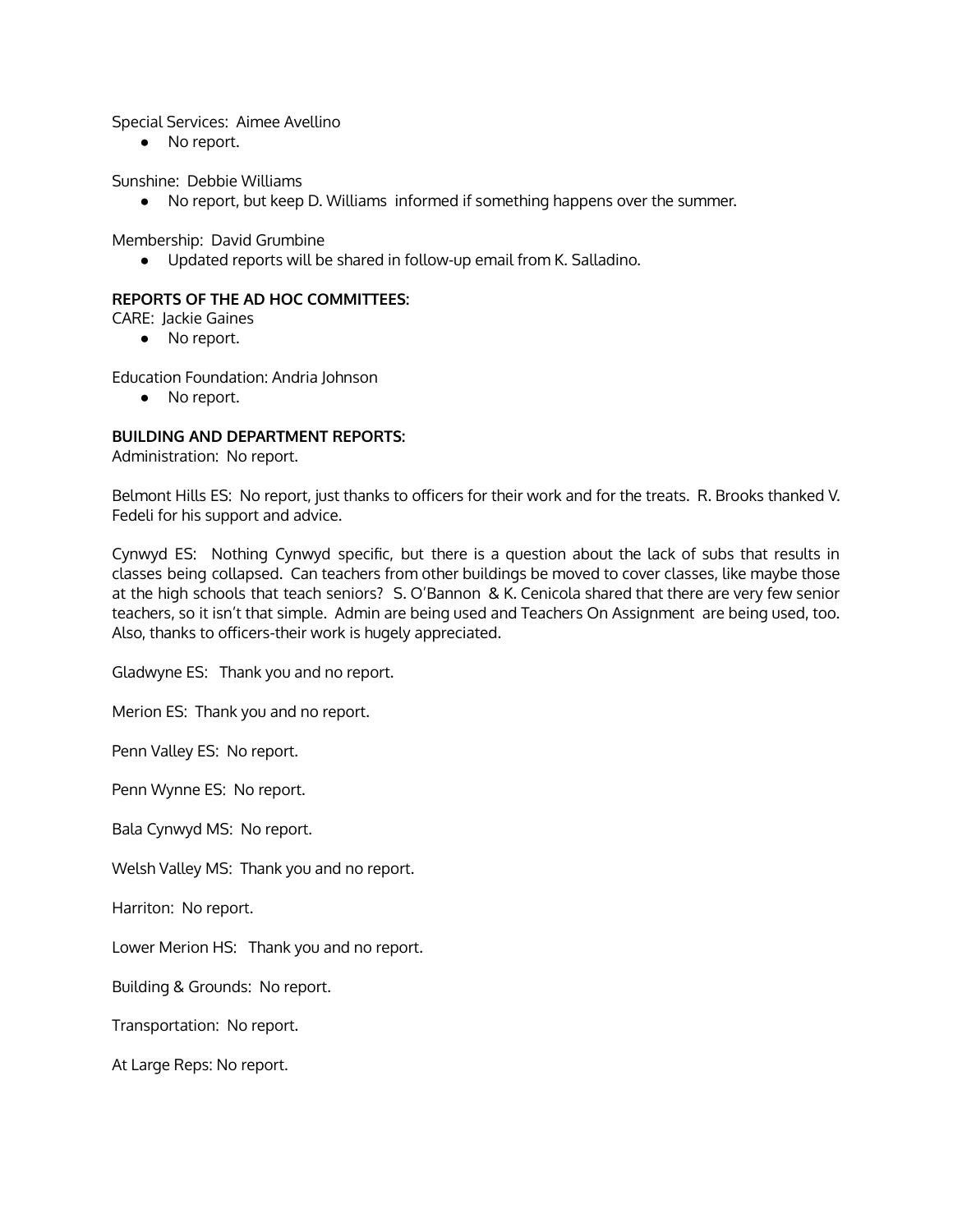Special Services: Aimee Avellino

- No report.

Sunshine: Debbie Williams

- No report, but keep D. Williams informed if something happens over the summer.

Membership: David Grumbine

- Updated reports will be shared in follow-up email from K. Salladino.

**REPORTS OF THE AD HOC COMMITTEES:**

CARE: Jackie Gaines

- No report.

Education Foundation: Andria Johnson

- No report.

**BUILDING AND DEPARTMENT REPORTS:**

Administration: No report.

Belmont Hills ES: No report, just thanks to officers for their work and for the treats. R. Brooks thanked V. Fedeli for his support and advice.

Cynwyd ES: Nothing Cynwyd specific, but there is a question about the lack of subs that results in classes being collapsed. Can teachers from other buildings be moved to cover classes, like maybe those at the high schools that teach seniors? S. O'Bannon & K. Cenicola shared that there are very few senior teachers, so it isn't that simple. Admin are being used and Teachers On Assignment are being used, too. Also, thanks to officers-their work is hugely appreciated.

Gladwyne ES: Thank you and no report.

Merion ES: Thank you and no report.

Penn Valley ES: No report.

Penn Wynne ES: No report.

Bala Cynwyd MS: No report.

Welsh Valley MS: Thank you and no report.

Harriton: No report.

Lower Merion HS: Thank you and no report.

Building & Grounds: No report.

Transportation: No report.

At Large Reps: No report.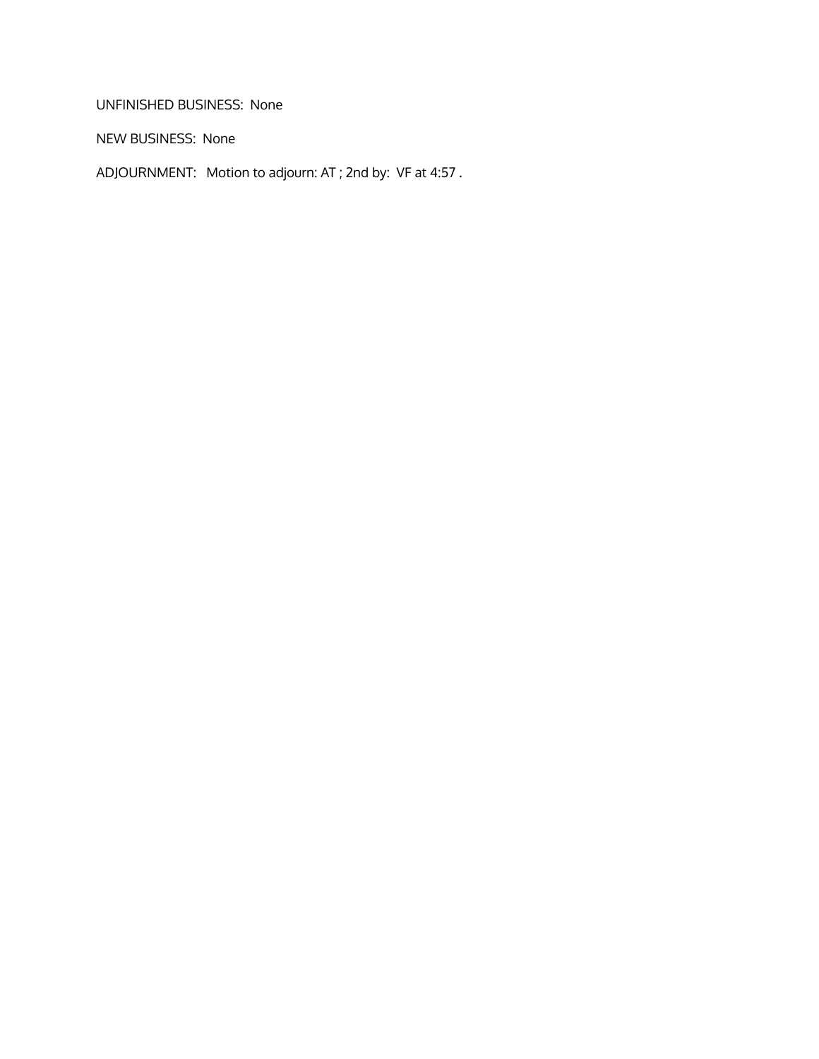UNFINISHED BUSINESS:  None

NEW BUSINESS:  None

ADJOURNMENT:   Motion to adjourn: AT ; 2nd by:  VF at 4:57 .